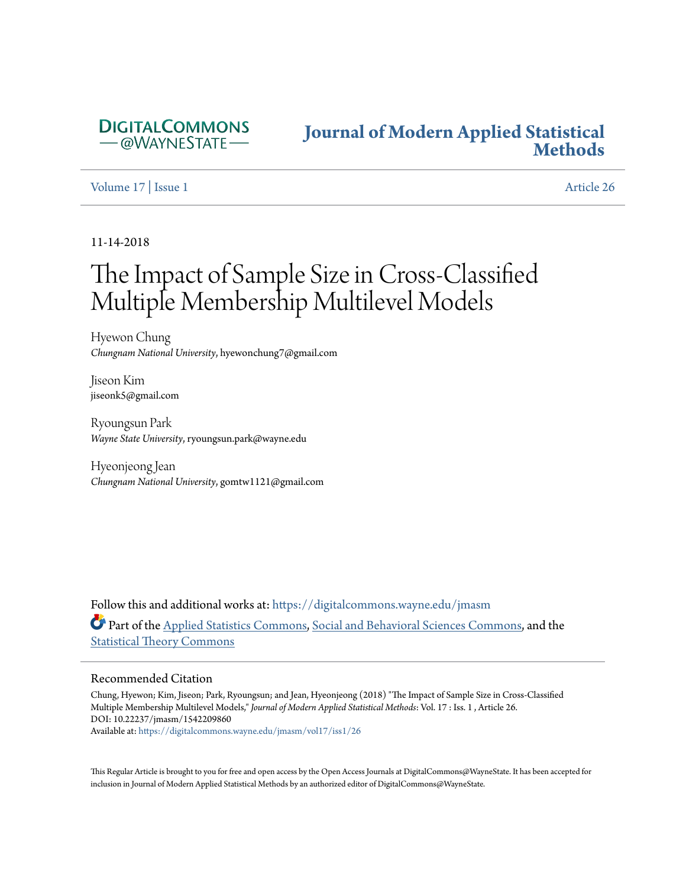DIGITALCOMMONS
@WAYNESTATE

# Journal of Modern Applied Statistical Methods

Volume 17 | Issue 1 | Article 26

11-14-2018

# The Impact of Sample Size in Cross-Classified Multiple Membership Multilevel Models

Hyewon Chung
*Chungnam National University*, hyewonchung7@gmail.com

Jiseon Kim
jiseonk5@gmail.com

Ryoungsun Park
*Wayne State University*, ryoungsun.park@wayne.edu

Hyeonjeong Jean
*Chungnam National University*, gomtw1121@gmail.com

Follow this and additional works at: https://digitalcommons.wayne.edu/jmasm

Part of the Applied Statistics Commons, Social and Behavioral Sciences Commons, and the Statistical Theory Commons

## Recommended Citation

Chung, Hyewon; Kim, Jiseon; Park, Ryoungsun; and Jean, Hyeonjeong (2018) "The Impact of Sample Size in Cross-Classified Multiple Membership Multilevel Models," *Journal of Modern Applied Statistical Methods*: Vol. 17 : Iss. 1 , Article 26.
DOI: 10.22237/jmasm/1542209860
Available at: https://digitalcommons.wayne.edu/jmasm/vol17/iss1/26

This Regular Article is brought to you for free and open access by the Open Access Journals at DigitalCommons@WayneState. It has been accepted for inclusion in Journal of Modern Applied Statistical Methods by an authorized editor of DigitalCommons@WayneState.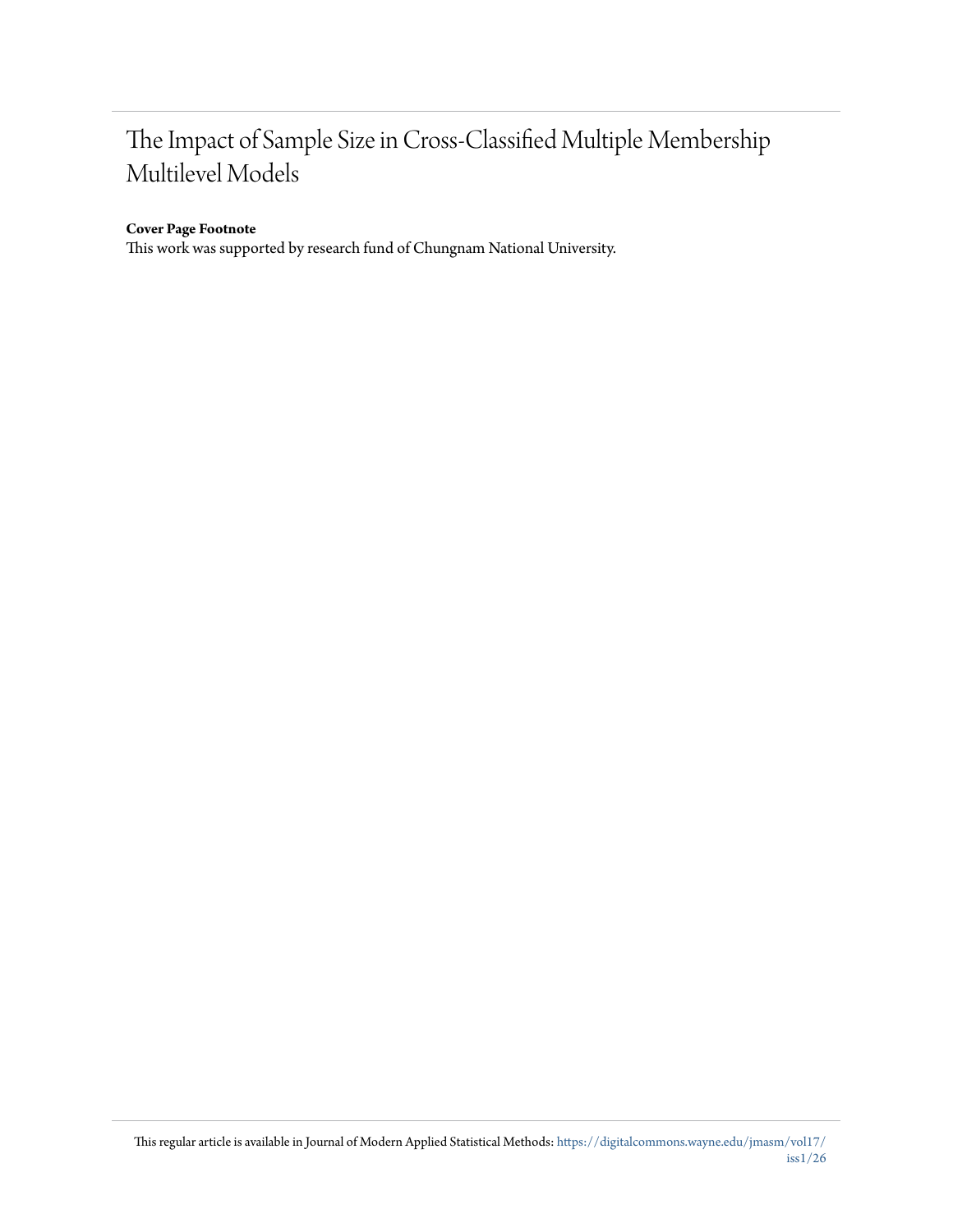# The Impact of Sample Size in Cross-Classified Multiple Membership Multilevel Models

**Cover Page Footnote**

This work was supported by research fund of Chungnam National University.

This regular article is available in Journal of Modern Applied Statistical Methods: https://digitalcommons.wayne.edu/jmasm/vol17/iss1/26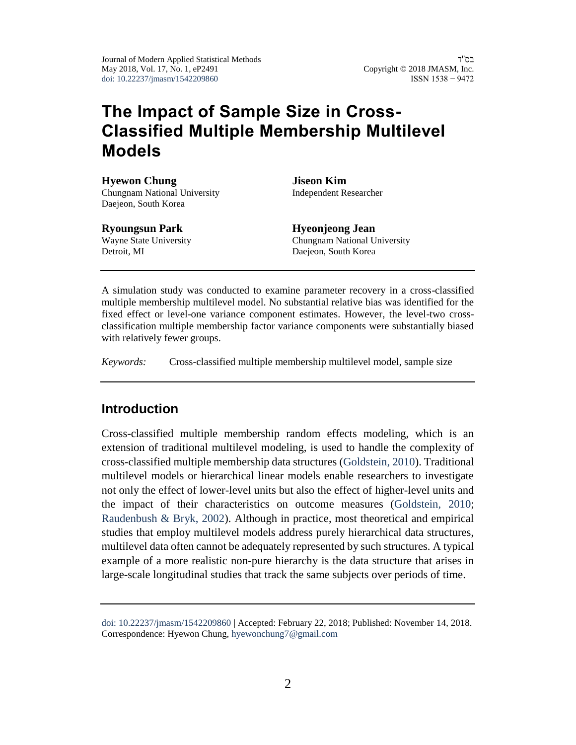# The Impact of Sample Size in Cross-Classified Multiple Membership Multilevel Models

**Hyewon Chung**
Chungnam National University
Daejeon, South Korea

**Jiseon Kim**
Independent Researcher

**Ryoungsun Park**
Wayne State University
Detroit, MI

**Hyeonjeong Jean**
Chungnam National University
Daejeon, South Korea

---

A simulation study was conducted to examine parameter recovery in a cross-classified multiple membership multilevel model. No substantial relative bias was identified for the fixed effect or level-one variance component estimates. However, the level-two cross-classification multiple membership factor variance components were substantially biased with relatively fewer groups.

*Keywords:* Cross-classified multiple membership multilevel model, sample size

---

## Introduction

Cross-classified multiple membership random effects modeling, which is an extension of traditional multilevel modeling, is used to handle the complexity of cross-classified multiple membership data structures (Goldstein, 2010). Traditional multilevel models or hierarchical linear models enable researchers to investigate not only the effect of lower-level units but also the effect of higher-level units and the impact of their characteristics on outcome measures (Goldstein, 2010; Raudenbush & Bryk, 2002). Although in practice, most theoretical and empirical studies that employ multilevel models address purely hierarchical data structures, multilevel data often cannot be adequately represented by such structures. A typical example of a more realistic non-pure hierarchy is the data structure that arises in large-scale longitudinal studies that track the same subjects over periods of time.

---

doi: 10.22237/jmasm/1542209860 | Accepted: February 22, 2018; Published: November 14, 2018.
Correspondence: Hyewon Chung, hyewonchung7@gmail.com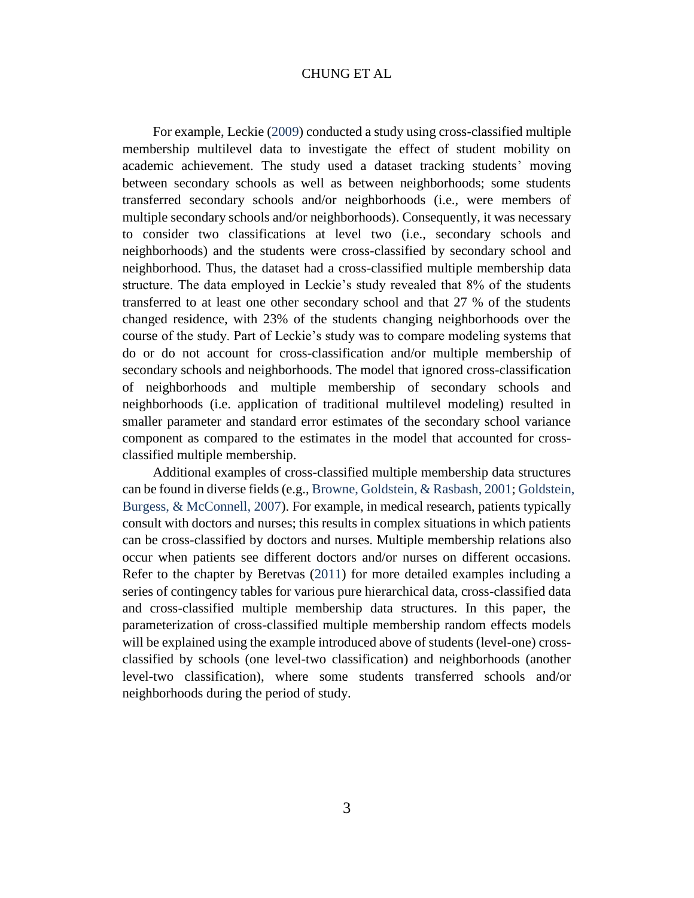For example, Leckie (2009) conducted a study using cross-classified multiple membership multilevel data to investigate the effect of student mobility on academic achievement. The study used a dataset tracking students' moving between secondary schools as well as between neighborhoods; some students transferred secondary schools and/or neighborhoods (i.e., were members of multiple secondary schools and/or neighborhoods). Consequently, it was necessary to consider two classifications at level two (i.e., secondary schools and neighborhoods) and the students were cross-classified by secondary school and neighborhood. Thus, the dataset had a cross-classified multiple membership data structure. The data employed in Leckie's study revealed that 8% of the students transferred to at least one other secondary school and that 27 % of the students changed residence, with 23% of the students changing neighborhoods over the course of the study. Part of Leckie's study was to compare modeling systems that do or do not account for cross-classification and/or multiple membership of secondary schools and neighborhoods. The model that ignored cross-classification of neighborhoods and multiple membership of secondary schools and neighborhoods (i.e. application of traditional multilevel modeling) resulted in smaller parameter and standard error estimates of the secondary school variance component as compared to the estimates in the model that accounted for cross-classified multiple membership.

Additional examples of cross-classified multiple membership data structures can be found in diverse fields (e.g., Browne, Goldstein, & Rasbash, 2001; Goldstein, Burgess, & McConnell, 2007). For example, in medical research, patients typically consult with doctors and nurses; this results in complex situations in which patients can be cross-classified by doctors and nurses. Multiple membership relations also occur when patients see different doctors and/or nurses on different occasions. Refer to the chapter by Beretvas (2011) for more detailed examples including a series of contingency tables for various pure hierarchical data, cross-classified data and cross-classified multiple membership data structures. In this paper, the parameterization of cross-classified multiple membership random effects models will be explained using the example introduced above of students (level-one) cross-classified by schools (one level-two classification) and neighborhoods (another level-two classification), where some students transferred schools and/or neighborhoods during the period of study.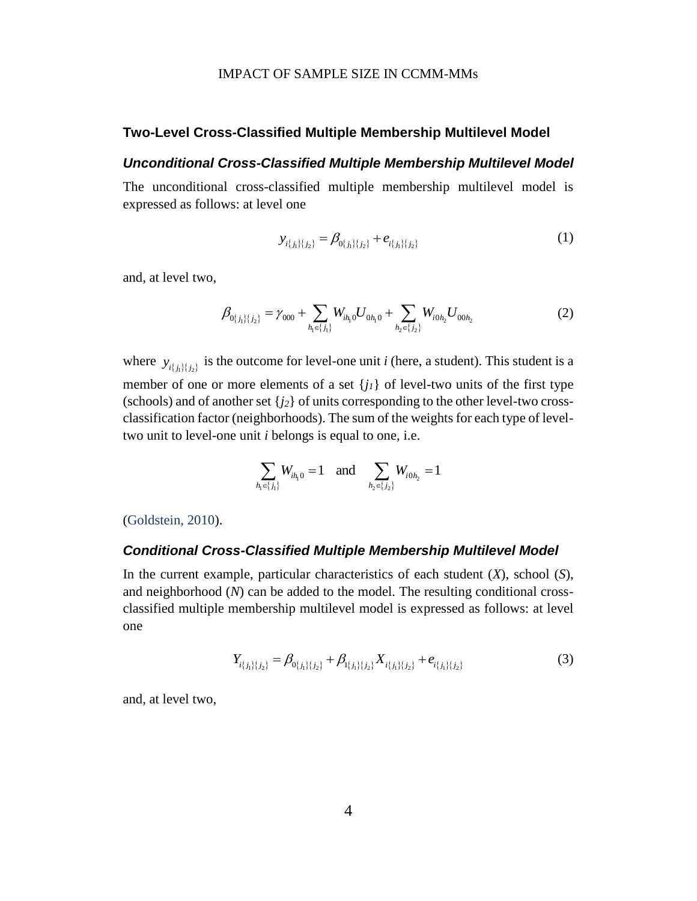## Two-Level Cross-Classified Multiple Membership Multilevel Model

### *Unconditional Cross-Classified Multiple Membership Multilevel Model*

The unconditional cross-classified multiple membership multilevel model is expressed as follows: at level one

$$y_{i\{j_1\}\{j_2\}} = \beta_{0\{j_1\}\{j_2\}} + e_{i\{j_1\}\{j_2\}} \tag{1}$$

and, at level two,

$$\beta_{0\{j_1\}\{j_2\}} = \gamma_{000} + \sum_{h_1 \in \{j_1\}} W_{ih_1 0} U_{0h_1 0} + \sum_{h_2 \in \{j_2\}} W_{i0h_2} U_{00h_2} \tag{2}$$

where $y_{i\{j_1\}\{j_2\}}$ is the outcome for level-one unit *i* (here, a student). This student is a member of one or more elements of a set $\{j_1\}$ of level-two units of the first type (schools) and of another set $\{j_2\}$ of units corresponding to the other level-two cross-classification factor (neighborhoods). The sum of the weights for each type of level-two unit to level-one unit *i* belongs is equal to one, i.e.

$$\sum_{h_1 \in \{j_1\}} W_{ih_1 0} = 1 \quad \text{and} \quad \sum_{h_2 \in \{j_2\}} W_{i0h_2} = 1$$

(Goldstein, 2010).

### *Conditional Cross-Classified Multiple Membership Multilevel Model*

In the current example, particular characteristics of each student (*X*), school (*S*), and neighborhood (*N*) can be added to the model. The resulting conditional cross-classified multiple membership multilevel model is expressed as follows: at level one

$$Y_{i\{j_1\}\{j_2\}} = \beta_{0\{j_1\}\{j_2\}} + \beta_{1\{j_1\}\{j_2\}} X_{i\{j_1\}\{j_2\}} + e_{i\{j_1\}\{j_2\}} \tag{3}$$

and, at level two,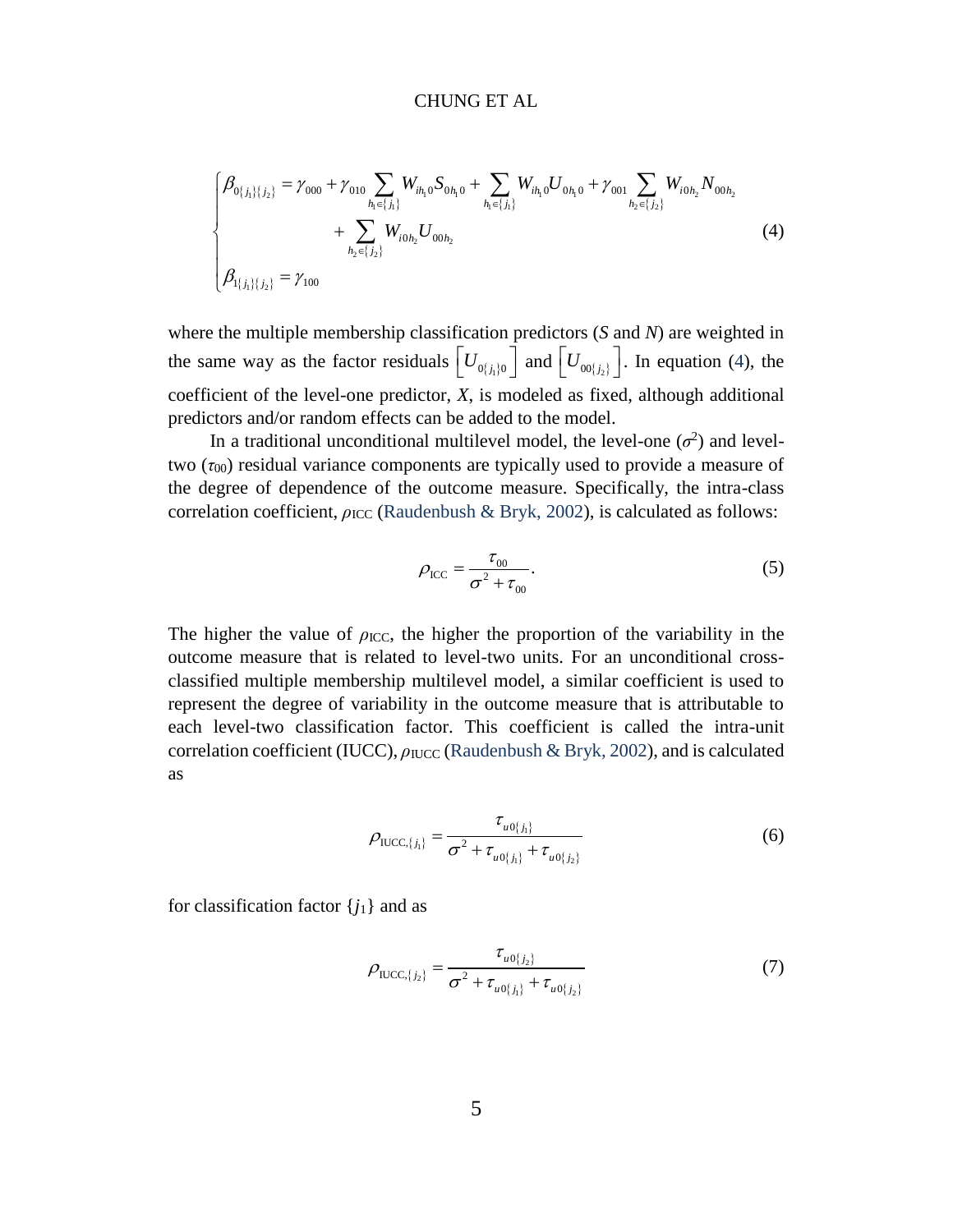$$
\begin{cases}
\beta_{0\{j_1\}\{j_2\}} = \gamma_{000} + \gamma_{010} \sum_{h_1 \in \{j_1\}} W_{ih_1 0} S_{0h_1 0} + \sum_{h_1 \in \{j_1\}} W_{ih_1 0} U_{0h_1 0} + \gamma_{001} \sum_{h_2 \in \{j_2\}} W_{i0h_2} N_{00h_2} \\
\qquad\qquad + \sum_{h_2 \in \{j_2\}} W_{i0h_2} U_{00h_2} \\
\beta_{1\{j_1\}\{j_2\}} = \gamma_{100}
\end{cases}
\tag{4}
$$

where the multiple membership classification predictors ($S$ and $N$) are weighted in the same way as the factor residuals $\left[U_{0\{j_1\}0}\right]$ and $\left[U_{00\{j_2\}}\right]$. In equation (4), the coefficient of the level-one predictor, $X$, is modeled as fixed, although additional predictors and/or random effects can be added to the model.

In a traditional unconditional multilevel model, the level-one ($\sigma^2$) and level-two ($\tau_{00}$) residual variance components are typically used to provide a measure of the degree of dependence of the outcome measure. Specifically, the intra-class correlation coefficient, $\rho_{\text{ICC}}$ (Raudenbush & Bryk, 2002), is calculated as follows:

$$
\rho_{\text{ICC}} = \frac{\tau_{00}}{\sigma^2 + \tau_{00}}. \tag{5}
$$

The higher the value of $\rho_{\text{ICC}}$, the higher the proportion of the variability in the outcome measure that is related to level-two units. For an unconditional cross-classified multiple membership multilevel model, a similar coefficient is used to represent the degree of variability in the outcome measure that is attributable to each level-two classification factor. This coefficient is called the intra-unit correlation coefficient (IUCC), $\rho_{\text{IUCC}}$ (Raudenbush & Bryk, 2002), and is calculated as

$$
\rho_{\text{IUCC},\{j_1\}} = \frac{\tau_{u0\{j_1\}}}{\sigma^2 + \tau_{u0\{j_1\}} + \tau_{u0\{j_2\}}} \tag{6}
$$

for classification factor $\{j_1\}$ and as

$$
\rho_{\text{IUCC},\{j_2\}} = \frac{\tau_{u0\{j_2\}}}{\sigma^2 + \tau_{u0\{j_1\}} + \tau_{u0\{j_2\}}} \tag{7}
$$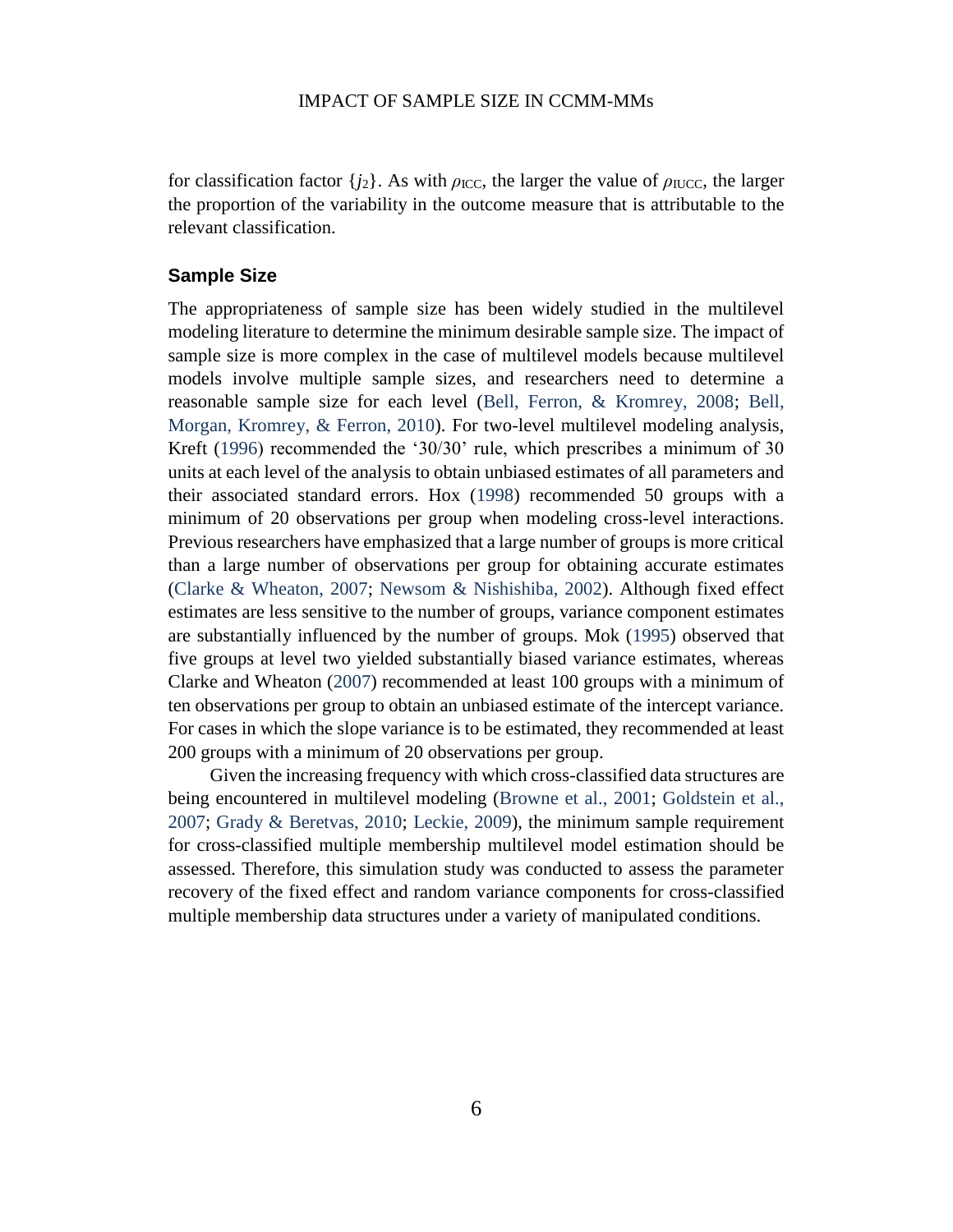for classification factor $\{j_2\}$. As with $\rho_{ICC}$, the larger the value of $\rho_{IUCC}$, the larger the proportion of the variability in the outcome measure that is attributable to the relevant classification.

## Sample Size

The appropriateness of sample size has been widely studied in the multilevel modeling literature to determine the minimum desirable sample size. The impact of sample size is more complex in the case of multilevel models because multilevel models involve multiple sample sizes, and researchers need to determine a reasonable sample size for each level (Bell, Ferron, & Kromrey, 2008; Bell, Morgan, Kromrey, & Ferron, 2010). For two-level multilevel modeling analysis, Kreft (1996) recommended the '30/30' rule, which prescribes a minimum of 30 units at each level of the analysis to obtain unbiased estimates of all parameters and their associated standard errors. Hox (1998) recommended 50 groups with a minimum of 20 observations per group when modeling cross-level interactions. Previous researchers have emphasized that a large number of groups is more critical than a large number of observations per group for obtaining accurate estimates (Clarke & Wheaton, 2007; Newsom & Nishishiba, 2002). Although fixed effect estimates are less sensitive to the number of groups, variance component estimates are substantially influenced by the number of groups. Mok (1995) observed that five groups at level two yielded substantially biased variance estimates, whereas Clarke and Wheaton (2007) recommended at least 100 groups with a minimum of ten observations per group to obtain an unbiased estimate of the intercept variance. For cases in which the slope variance is to be estimated, they recommended at least 200 groups with a minimum of 20 observations per group.

Given the increasing frequency with which cross-classified data structures are being encountered in multilevel modeling (Browne et al., 2001; Goldstein et al., 2007; Grady & Beretvas, 2010; Leckie, 2009), the minimum sample requirement for cross-classified multiple membership multilevel model estimation should be assessed. Therefore, this simulation study was conducted to assess the parameter recovery of the fixed effect and random variance components for cross-classified multiple membership data structures under a variety of manipulated conditions.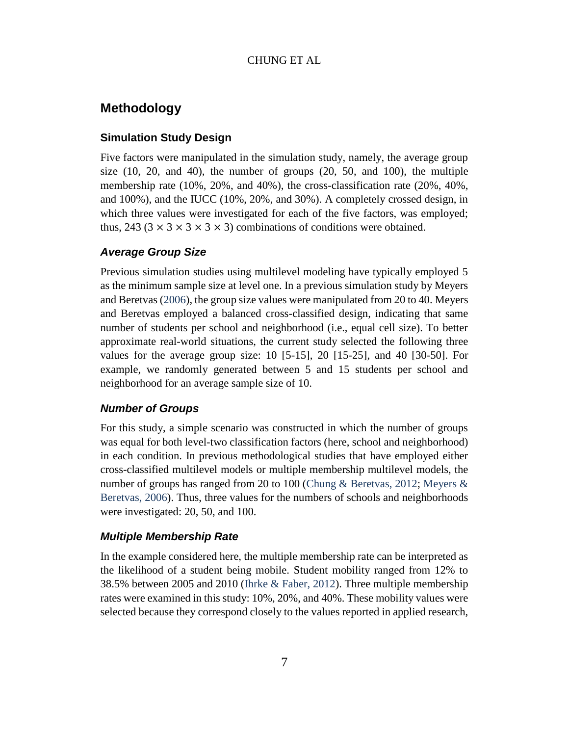## Methodology

### Simulation Study Design

Five factors were manipulated in the simulation study, namely, the average group size (10, 20, and 40), the number of groups (20, 50, and 100), the multiple membership rate (10%, 20%, and 40%), the cross-classification rate (20%, 40%, and 100%), and the IUCC (10%, 20%, and 30%). A completely crossed design, in which three values were investigated for each of the five factors, was employed; thus, 243 ($3 \times 3 \times 3 \times 3 \times 3$) combinations of conditions were obtained.

### *Average Group Size*

Previous simulation studies using multilevel modeling have typically employed 5 as the minimum sample size at level one. In a previous simulation study by Meyers and Beretvas (2006), the group size values were manipulated from 20 to 40. Meyers and Beretvas employed a balanced cross-classified design, indicating that same number of students per school and neighborhood (i.e., equal cell size). To better approximate real-world situations, the current study selected the following three values for the average group size: 10 [5-15], 20 [15-25], and 40 [30-50]. For example, we randomly generated between 5 and 15 students per school and neighborhood for an average sample size of 10.

### *Number of Groups*

For this study, a simple scenario was constructed in which the number of groups was equal for both level-two classification factors (here, school and neighborhood) in each condition. In previous methodological studies that have employed either cross-classified multilevel models or multiple membership multilevel models, the number of groups has ranged from 20 to 100 (Chung & Beretvas, 2012; Meyers & Beretvas, 2006). Thus, three values for the numbers of schools and neighborhoods were investigated: 20, 50, and 100.

### *Multiple Membership Rate*

In the example considered here, the multiple membership rate can be interpreted as the likelihood of a student being mobile. Student mobility ranged from 12% to 38.5% between 2005 and 2010 (Ihrke & Faber, 2012). Three multiple membership rates were examined in this study: 10%, 20%, and 40%. These mobility values were selected because they correspond closely to the values reported in applied research,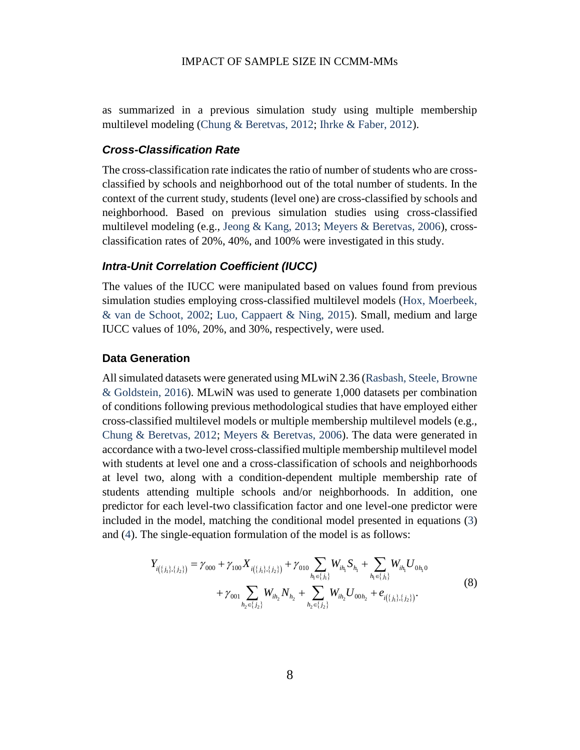as summarized in a previous simulation study using multiple membership multilevel modeling (Chung & Beretvas, 2012; Ihrke & Faber, 2012).

### *Cross-Classification Rate*

The cross-classification rate indicates the ratio of number of students who are cross-classified by schools and neighborhood out of the total number of students. In the context of the current study, students (level one) are cross-classified by schools and neighborhood. Based on previous simulation studies using cross-classified multilevel modeling (e.g., Jeong & Kang, 2013; Meyers & Beretvas, 2006), cross-classification rates of 20%, 40%, and 100% were investigated in this study.

### *Intra-Unit Correlation Coefficient (IUCC)*

The values of the IUCC were manipulated based on values found from previous simulation studies employing cross-classified multilevel models (Hox, Moerbeek, & van de Schoot, 2002; Luo, Cappaert & Ning, 2015). Small, medium and large IUCC values of 10%, 20%, and 30%, respectively, were used.

### Data Generation

All simulated datasets were generated using MLwiN 2.36 (Rasbash, Steele, Browne & Goldstein, 2016). MLwiN was used to generate 1,000 datasets per combination of conditions following previous methodological studies that have employed either cross-classified multilevel models or multiple membership multilevel models (e.g., Chung & Beretvas, 2012; Meyers & Beretvas, 2006). The data were generated in accordance with a two-level cross-classified multiple membership multilevel model with students at level one and a cross-classification of schools and neighborhoods at level two, along with a condition-dependent multiple membership rate of students attending multiple schools and/or neighborhoods. In addition, one predictor for each level-two classification factor and one level-one predictor were included in the model, matching the conditional model presented in equations (3) and (4). The single-equation formulation of the model is as follows:

$$
\begin{aligned}
Y_{i(\{j_1\},\{j_2\})} = \gamma_{000} + \gamma_{100} X_{i(\{j_1\},\{j_2\})} + \gamma_{010} \sum_{h_1 \in \{j_1\}} W_{ih_1} S_{h_1} + \sum_{h_1 \in \{j_1\}} W_{ih_1} U_{0h_1 0} \\
+ \gamma_{001} \sum_{h_2 \in \{j_2\}} W_{ih_2} N_{h_2} + \sum_{h_2 \in \{j_2\}} W_{ih_2} U_{00h_2} + e_{i(\{j_1\},\{j_2\})}.
\end{aligned}
\tag{8}
$$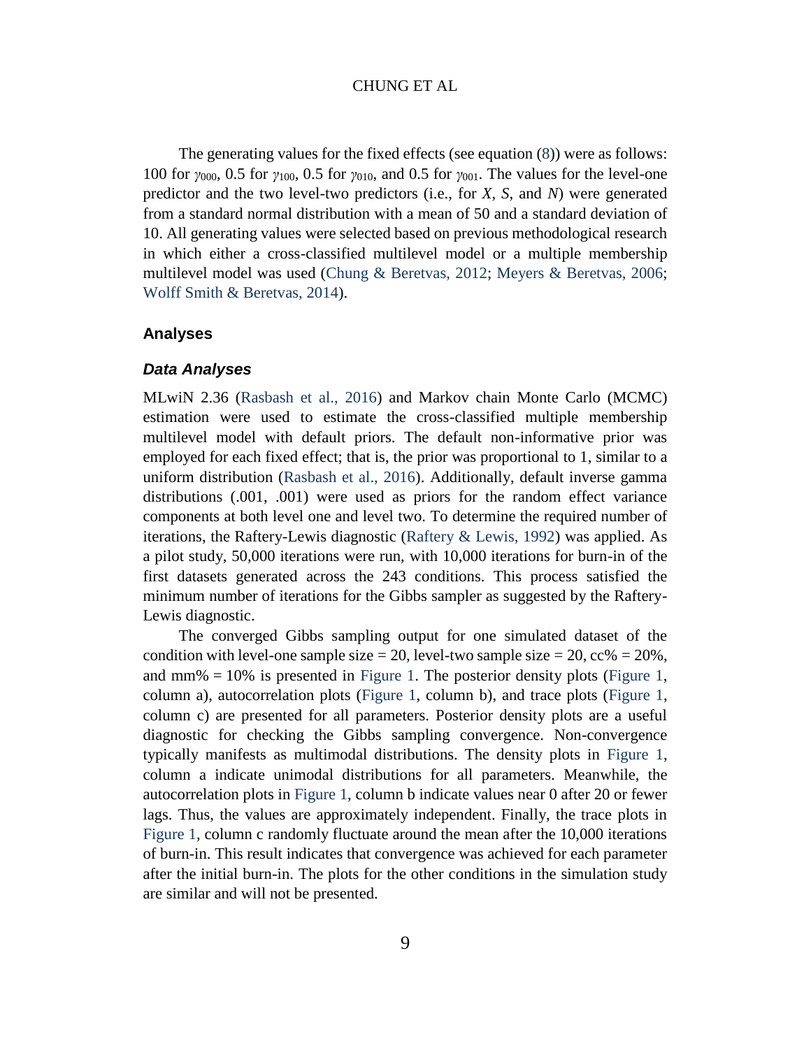The generating values for the fixed effects (see equation (8)) were as follows: 100 for $\gamma_{000}$, 0.5 for $\gamma_{100}$, 0.5 for $\gamma_{010}$, and 0.5 for $\gamma_{001}$. The values for the level-one predictor and the two level-two predictors (i.e., for $X$, $S$, and $N$) were generated from a standard normal distribution with a mean of 50 and a standard deviation of 10. All generating values were selected based on previous methodological research in which either a cross-classified multilevel model or a multiple membership multilevel model was used (Chung & Beretvas, 2012; Meyers & Beretvas, 2006; Wolff Smith & Beretvas, 2014).

## Analyses

### *Data Analyses*

MLwiN 2.36 (Rasbash et al., 2016) and Markov chain Monte Carlo (MCMC) estimation were used to estimate the cross-classified multiple membership multilevel model with default priors. The default non-informative prior was employed for each fixed effect; that is, the prior was proportional to 1, similar to a uniform distribution (Rasbash et al., 2016). Additionally, default inverse gamma distributions (.001, .001) were used as priors for the random effect variance components at both level one and level two. To determine the required number of iterations, the Raftery-Lewis diagnostic (Raftery & Lewis, 1992) was applied. As a pilot study, 50,000 iterations were run, with 10,000 iterations for burn-in of the first datasets generated across the 243 conditions. This process satisfied the minimum number of iterations for the Gibbs sampler as suggested by the Raftery-Lewis diagnostic.

The converged Gibbs sampling output for one simulated dataset of the condition with level-one sample size = 20, level-two sample size = 20, cc% = 20%, and mm% = 10% is presented in Figure 1. The posterior density plots (Figure 1, column a), autocorrelation plots (Figure 1, column b), and trace plots (Figure 1, column c) are presented for all parameters. Posterior density plots are a useful diagnostic for checking the Gibbs sampling convergence. Non-convergence typically manifests as multimodal distributions. The density plots in Figure 1, column a indicate unimodal distributions for all parameters. Meanwhile, the autocorrelation plots in Figure 1, column b indicate values near 0 after 20 or fewer lags. Thus, the values are approximately independent. Finally, the trace plots in Figure 1, column c randomly fluctuate around the mean after the 10,000 iterations of burn-in. This result indicates that convergence was achieved for each parameter after the initial burn-in. The plots for the other conditions in the simulation study are similar and will not be presented.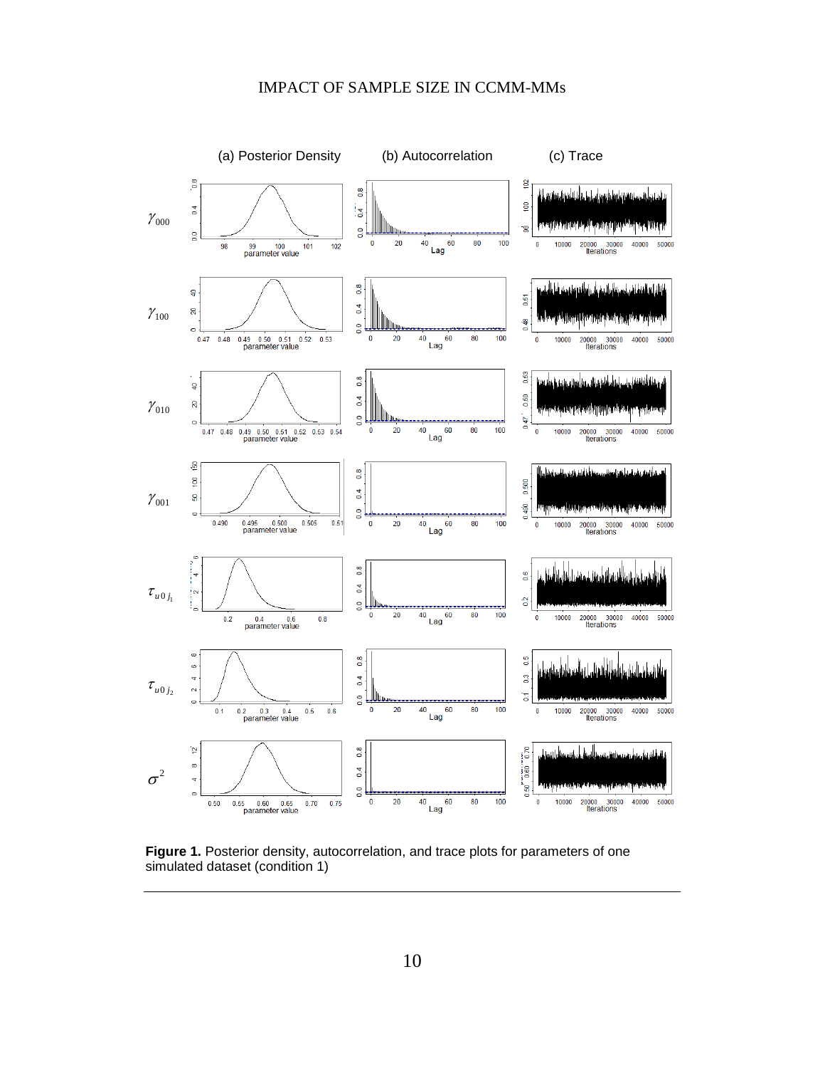**Figure 1.** Posterior density, autocorrelation, and trace plots for parameters of one simulated dataset (condition 1)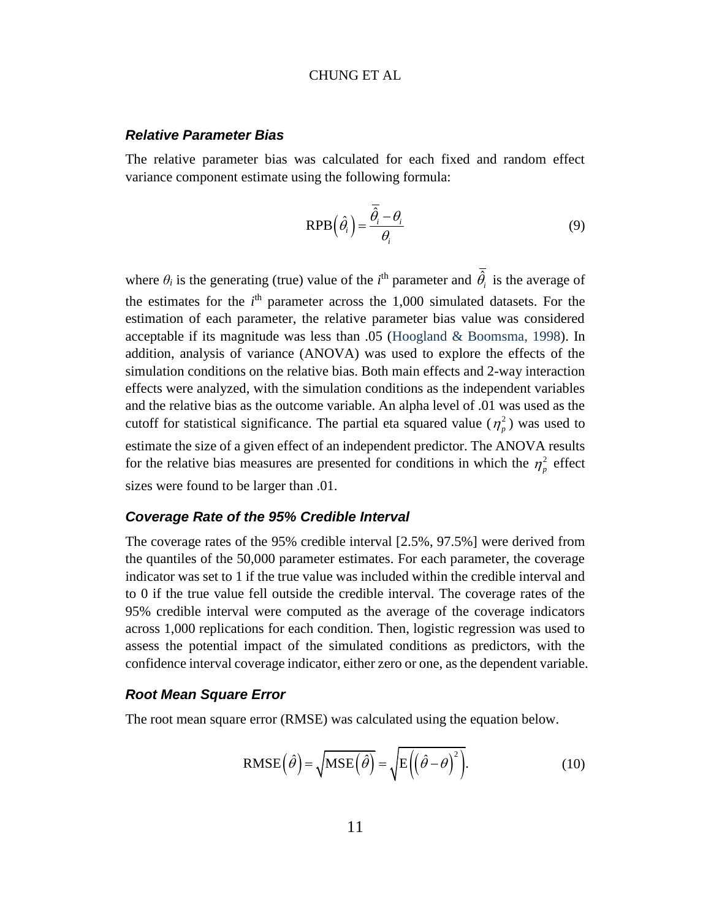### *Relative Parameter Bias*

The relative parameter bias was calculated for each fixed and random effect variance component estimate using the following formula:

$$\text{RPB}\left(\hat{\theta}_i\right) = \frac{\bar{\hat{\theta}}_i - \theta_i}{\theta_i} \tag{9}$$

where $\theta_i$ is the generating (true) value of the $i^{\text{th}}$ parameter and $\bar{\hat{\theta}}_i$ is the average of the estimates for the $i^{\text{th}}$ parameter across the 1,000 simulated datasets. For the estimation of each parameter, the relative parameter bias value was considered acceptable if its magnitude was less than .05 (Hoogland & Boomsma, 1998). In addition, analysis of variance (ANOVA) was used to explore the effects of the simulation conditions on the relative bias. Both main effects and 2-way interaction effects were analyzed, with the simulation conditions as the independent variables and the relative bias as the outcome variable. An alpha level of .01 was used as the cutoff for statistical significance. The partial eta squared value ($\eta_p^2$) was used to estimate the size of a given effect of an independent predictor. The ANOVA results for the relative bias measures are presented for conditions in which the $\eta_p^2$ effect sizes were found to be larger than .01.

### *Coverage Rate of the 95% Credible Interval*

The coverage rates of the 95% credible interval [2.5%, 97.5%] were derived from the quantiles of the 50,000 parameter estimates. For each parameter, the coverage indicator was set to 1 if the true value was included within the credible interval and to 0 if the true value fell outside the credible interval. The coverage rates of the 95% credible interval were computed as the average of the coverage indicators across 1,000 replications for each condition. Then, logistic regression was used to assess the potential impact of the simulated conditions as predictors, with the confidence interval coverage indicator, either zero or one, as the dependent variable.

### *Root Mean Square Error*

The root mean square error (RMSE) was calculated using the equation below.

$$\text{RMSE}\left(\hat{\theta}\right) = \sqrt{\text{MSE}\left(\hat{\theta}\right)} = \sqrt{\text{E}\left(\left(\hat{\theta} - \theta\right)^2\right)}. \tag{10}$$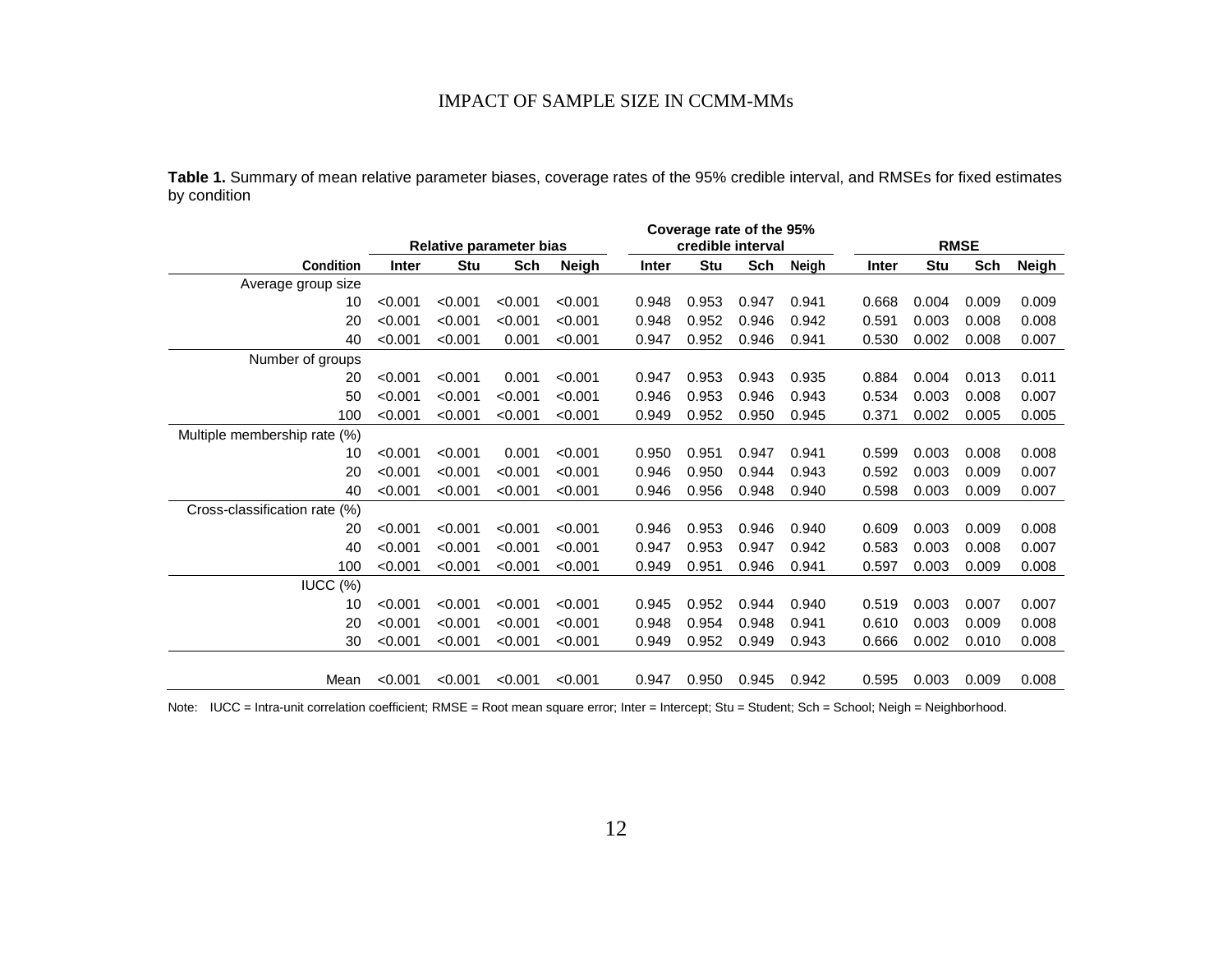**Table 1.** Summary of mean relative parameter biases, coverage rates of the 95% credible interval, and RMSEs for fixed estimates by condition

| | Relative parameter bias | | | | Coverage rate of the 95% credible interval | | | | RMSE | | | |
|---|---|---|---|---|---|---|---|---|---|---|---|---|
| **Condition** | **Inter** | **Stu** | **Sch** | **Neigh** | **Inter** | **Stu** | **Sch** | **Neigh** | **Inter** | **Stu** | **Sch** | **Neigh** |
| Average group size | | | | | | | | | | | | |
| 10 | <0.001 | <0.001 | <0.001 | <0.001 | 0.948 | 0.953 | 0.947 | 0.941 | 0.668 | 0.004 | 0.009 | 0.009 |
| 20 | <0.001 | <0.001 | <0.001 | <0.001 | 0.948 | 0.952 | 0.946 | 0.942 | 0.591 | 0.003 | 0.008 | 0.008 |
| 40 | <0.001 | <0.001 | 0.001 | <0.001 | 0.947 | 0.952 | 0.946 | 0.941 | 0.530 | 0.002 | 0.008 | 0.007 |
| Number of groups | | | | | | | | | | | | |
| 20 | <0.001 | <0.001 | 0.001 | <0.001 | 0.947 | 0.953 | 0.943 | 0.935 | 0.884 | 0.004 | 0.013 | 0.011 |
| 50 | <0.001 | <0.001 | <0.001 | <0.001 | 0.946 | 0.953 | 0.946 | 0.943 | 0.534 | 0.003 | 0.008 | 0.007 |
| 100 | <0.001 | <0.001 | <0.001 | <0.001 | 0.949 | 0.952 | 0.950 | 0.945 | 0.371 | 0.002 | 0.005 | 0.005 |
| Multiple membership rate (%) | | | | | | | | | | | | |
| 10 | <0.001 | <0.001 | 0.001 | <0.001 | 0.950 | 0.951 | 0.947 | 0.941 | 0.599 | 0.003 | 0.008 | 0.008 |
| 20 | <0.001 | <0.001 | <0.001 | <0.001 | 0.946 | 0.950 | 0.944 | 0.943 | 0.592 | 0.003 | 0.009 | 0.007 |
| 40 | <0.001 | <0.001 | <0.001 | <0.001 | 0.946 | 0.956 | 0.948 | 0.940 | 0.598 | 0.003 | 0.009 | 0.007 |
| Cross-classification rate (%) | | | | | | | | | | | | |
| 20 | <0.001 | <0.001 | <0.001 | <0.001 | 0.946 | 0.953 | 0.946 | 0.940 | 0.609 | 0.003 | 0.009 | 0.008 |
| 40 | <0.001 | <0.001 | <0.001 | <0.001 | 0.947 | 0.953 | 0.947 | 0.942 | 0.583 | 0.003 | 0.008 | 0.007 |
| 100 | <0.001 | <0.001 | <0.001 | <0.001 | 0.949 | 0.951 | 0.946 | 0.941 | 0.597 | 0.003 | 0.009 | 0.008 |
| IUCC (%) | | | | | | | | | | | | |
| 10 | <0.001 | <0.001 | <0.001 | <0.001 | 0.945 | 0.952 | 0.944 | 0.940 | 0.519 | 0.003 | 0.007 | 0.007 |
| 20 | <0.001 | <0.001 | <0.001 | <0.001 | 0.948 | 0.954 | 0.948 | 0.941 | 0.610 | 0.003 | 0.009 | 0.008 |
| 30 | <0.001 | <0.001 | <0.001 | <0.001 | 0.949 | 0.952 | 0.949 | 0.943 | 0.666 | 0.002 | 0.010 | 0.008 |
| Mean | <0.001 | <0.001 | <0.001 | <0.001 | 0.947 | 0.950 | 0.945 | 0.942 | 0.595 | 0.003 | 0.009 | 0.008 |

Note: IUCC = Intra-unit correlation coefficient; RMSE = Root mean square error; Inter = Intercept; Stu = Student; Sch = School; Neigh = Neighborhood.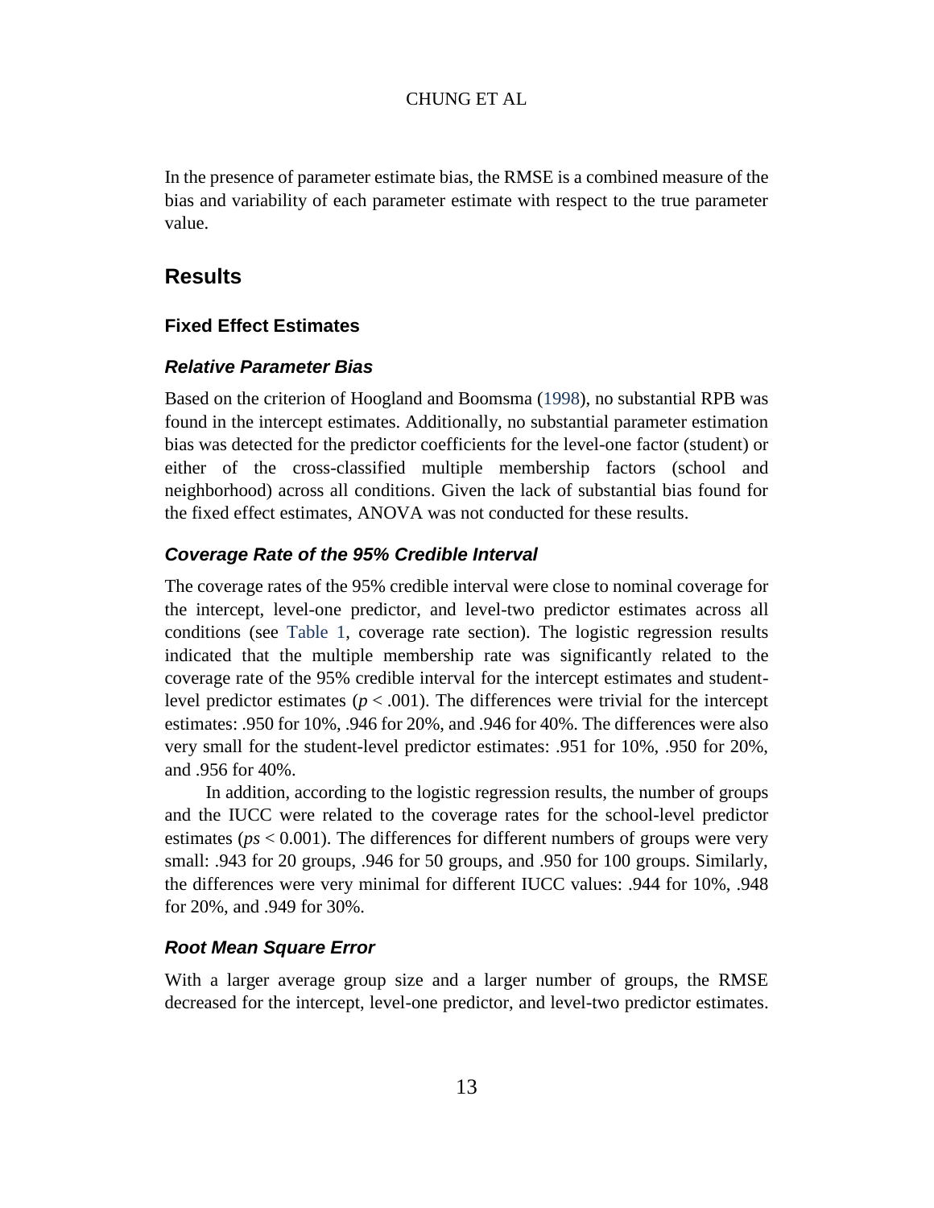In the presence of parameter estimate bias, the RMSE is a combined measure of the bias and variability of each parameter estimate with respect to the true parameter value.

## Results

### Fixed Effect Estimates

#### *Relative Parameter Bias*

Based on the criterion of Hoogland and Boomsma (1998), no substantial RPB was found in the intercept estimates. Additionally, no substantial parameter estimation bias was detected for the predictor coefficients for the level-one factor (student) or either of the cross-classified multiple membership factors (school and neighborhood) across all conditions. Given the lack of substantial bias found for the fixed effect estimates, ANOVA was not conducted for these results.

#### *Coverage Rate of the 95% Credible Interval*

The coverage rates of the 95% credible interval were close to nominal coverage for the intercept, level-one predictor, and level-two predictor estimates across all conditions (see Table 1, coverage rate section). The logistic regression results indicated that the multiple membership rate was significantly related to the coverage rate of the 95% credible interval for the intercept estimates and student-level predictor estimates ($p < .001$). The differences were trivial for the intercept estimates: .950 for 10%, .946 for 20%, and .946 for 40%. The differences were also very small for the student-level predictor estimates: .951 for 10%, .950 for 20%, and .956 for 40%.

In addition, according to the logistic regression results, the number of groups and the IUCC were related to the coverage rates for the school-level predictor estimates ($ps < 0.001$). The differences for different numbers of groups were very small: .943 for 20 groups, .946 for 50 groups, and .950 for 100 groups. Similarly, the differences were very minimal for different IUCC values: .944 for 10%, .948 for 20%, and .949 for 30%.

#### *Root Mean Square Error*

With a larger average group size and a larger number of groups, the RMSE decreased for the intercept, level-one predictor, and level-two predictor estimates.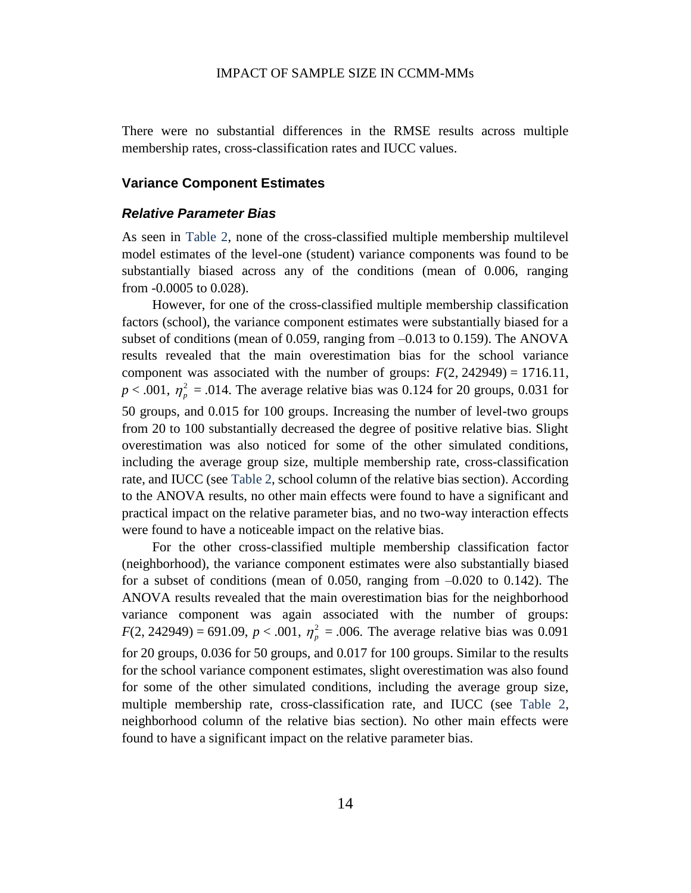There were no substantial differences in the RMSE results across multiple membership rates, cross-classification rates and IUCC values.

## Variance Component Estimates

### *Relative Parameter Bias*

As seen in Table 2, none of the cross-classified multiple membership multilevel model estimates of the level-one (student) variance components was found to be substantially biased across any of the conditions (mean of 0.006, ranging from -0.0005 to 0.028).

However, for one of the cross-classified multiple membership classification factors (school), the variance component estimates were substantially biased for a subset of conditions (mean of 0.059, ranging from –0.013 to 0.159). The ANOVA results revealed that the main overestimation bias for the school variance component was associated with the number of groups: $F(2, 242949) = 1716.11$, $p < .001$, $\eta_p^2 = .014$. The average relative bias was 0.124 for 20 groups, 0.031 for 50 groups, and 0.015 for 100 groups. Increasing the number of level-two groups from 20 to 100 substantially decreased the degree of positive relative bias. Slight overestimation was also noticed for some of the other simulated conditions, including the average group size, multiple membership rate, cross-classification rate, and IUCC (see Table 2, school column of the relative bias section). According to the ANOVA results, no other main effects were found to have a significant and practical impact on the relative parameter bias, and no two-way interaction effects were found to have a noticeable impact on the relative bias.

For the other cross-classified multiple membership classification factor (neighborhood), the variance component estimates were also substantially biased for a subset of conditions (mean of 0.050, ranging from –0.020 to 0.142). The ANOVA results revealed that the main overestimation bias for the neighborhood variance component was again associated with the number of groups: $F(2, 242949) = 691.09$, $p < .001$, $\eta_p^2 = .006$. The average relative bias was 0.091 for 20 groups, 0.036 for 50 groups, and 0.017 for 100 groups. Similar to the results for the school variance component estimates, slight overestimation was also found for some of the other simulated conditions, including the average group size, multiple membership rate, cross-classification rate, and IUCC (see Table 2, neighborhood column of the relative bias section). No other main effects were found to have a significant impact on the relative parameter bias.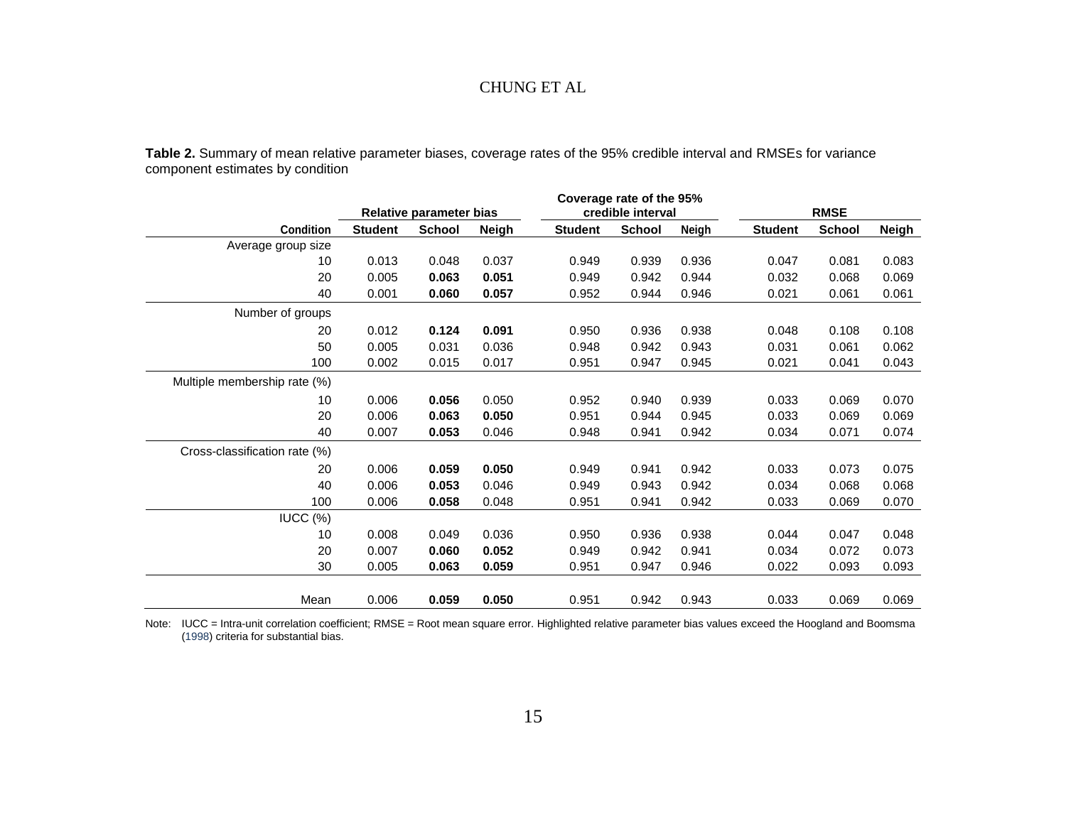**Table 2.** Summary of mean relative parameter biases, coverage rates of the 95% credible interval and RMSEs for variance component estimates by condition

| | Relative parameter bias | | | Coverage rate of the 95% credible interval | | | RMSE | | |
|---|---|---|---|---|---|---|---|---|---|
| **Condition** | **Student** | **School** | **Neigh** | **Student** | **School** | **Neigh** | **Student** | **School** | **Neigh** |
| Average group size | | | | | | | | | |
| 10 | 0.013 | 0.048 | 0.037 | 0.949 | 0.939 | 0.936 | 0.047 | 0.081 | 0.083 |
| 20 | 0.005 | **0.063** | **0.051** | 0.949 | 0.942 | 0.944 | 0.032 | 0.068 | 0.069 |
| 40 | 0.001 | **0.060** | **0.057** | 0.952 | 0.944 | 0.946 | 0.021 | 0.061 | 0.061 |
| Number of groups | | | | | | | | | |
| 20 | 0.012 | **0.124** | **0.091** | 0.950 | 0.936 | 0.938 | 0.048 | 0.108 | 0.108 |
| 50 | 0.005 | 0.031 | 0.036 | 0.948 | 0.942 | 0.943 | 0.031 | 0.061 | 0.062 |
| 100 | 0.002 | 0.015 | 0.017 | 0.951 | 0.947 | 0.945 | 0.021 | 0.041 | 0.043 |
| Multiple membership rate (%) | | | | | | | | | |
| 10 | 0.006 | **0.056** | 0.050 | 0.952 | 0.940 | 0.939 | 0.033 | 0.069 | 0.070 |
| 20 | 0.006 | **0.063** | **0.050** | 0.951 | 0.944 | 0.945 | 0.033 | 0.069 | 0.069 |
| 40 | 0.007 | **0.053** | 0.046 | 0.948 | 0.941 | 0.942 | 0.034 | 0.071 | 0.074 |
| Cross-classification rate (%) | | | | | | | | | |
| 20 | 0.006 | **0.059** | **0.050** | 0.949 | 0.941 | 0.942 | 0.033 | 0.073 | 0.075 |
| 40 | 0.006 | **0.053** | 0.046 | 0.949 | 0.943 | 0.942 | 0.034 | 0.068 | 0.068 |
| 100 | 0.006 | **0.058** | 0.048 | 0.951 | 0.941 | 0.942 | 0.033 | 0.069 | 0.070 |
| IUCC (%) | | | | | | | | | |
| 10 | 0.008 | 0.049 | 0.036 | 0.950 | 0.936 | 0.938 | 0.044 | 0.047 | 0.048 |
| 20 | 0.007 | **0.060** | **0.052** | 0.949 | 0.942 | 0.941 | 0.034 | 0.072 | 0.073 |
| 30 | 0.005 | **0.063** | **0.059** | 0.951 | 0.947 | 0.946 | 0.022 | 0.093 | 0.093 |
| Mean | 0.006 | **0.059** | **0.050** | 0.951 | 0.942 | 0.943 | 0.033 | 0.069 | 0.069 |

Note: IUCC = Intra-unit correlation coefficient; RMSE = Root mean square error. Highlighted relative parameter bias values exceed the Hoogland and Boomsma (1998) criteria for substantial bias.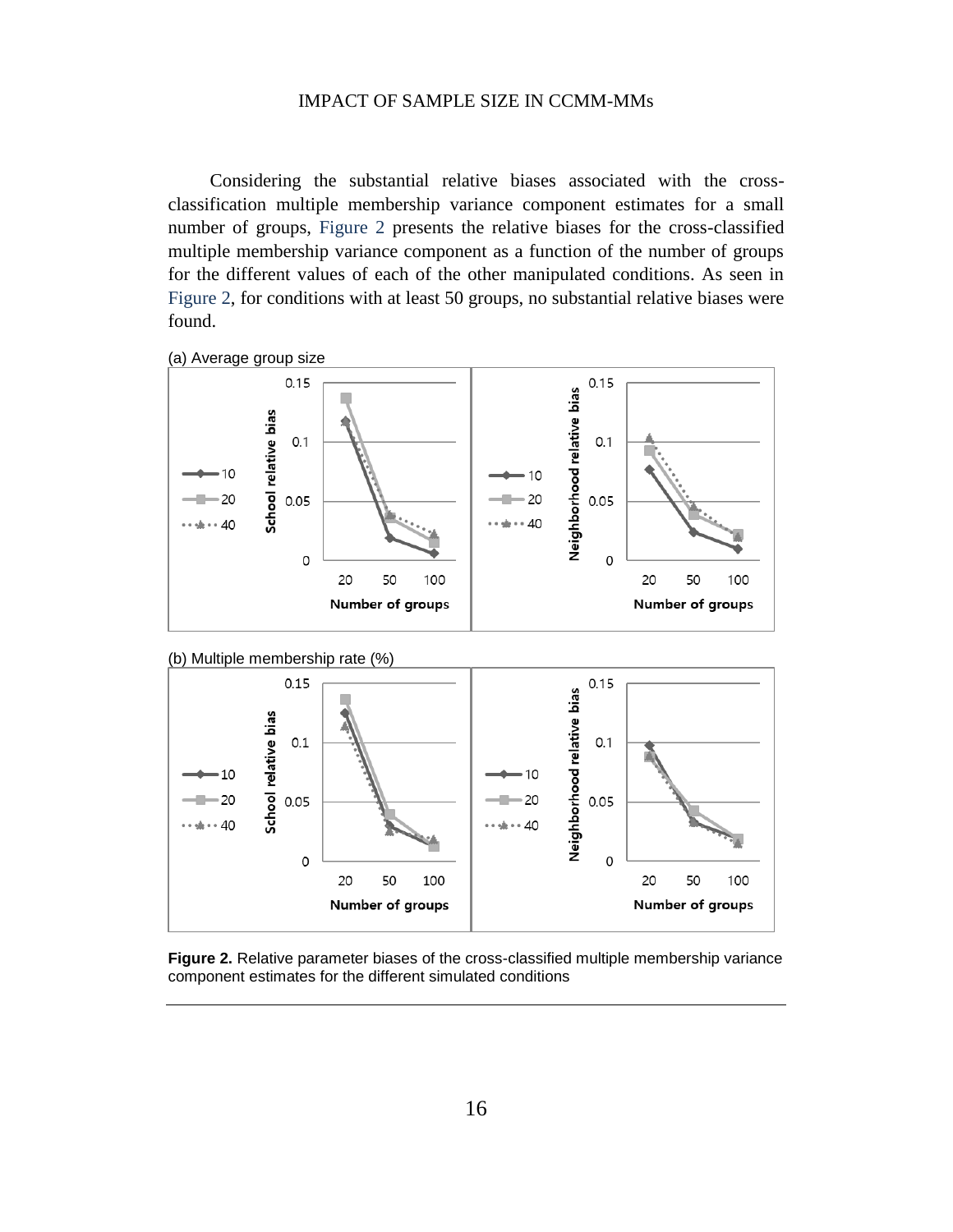Considering the substantial relative biases associated with the cross-classification multiple membership variance component estimates for a small number of groups, Figure 2 presents the relative biases for the cross-classified multiple membership variance component as a function of the number of groups for the different values of each of the other manipulated conditions. As seen in Figure 2, for conditions with at least 50 groups, no substantial relative biases were found.

(a) Average group size

(b) Multiple membership rate (%)

**Figure 2.** Relative parameter biases of the cross-classified multiple membership variance component estimates for the different simulated conditions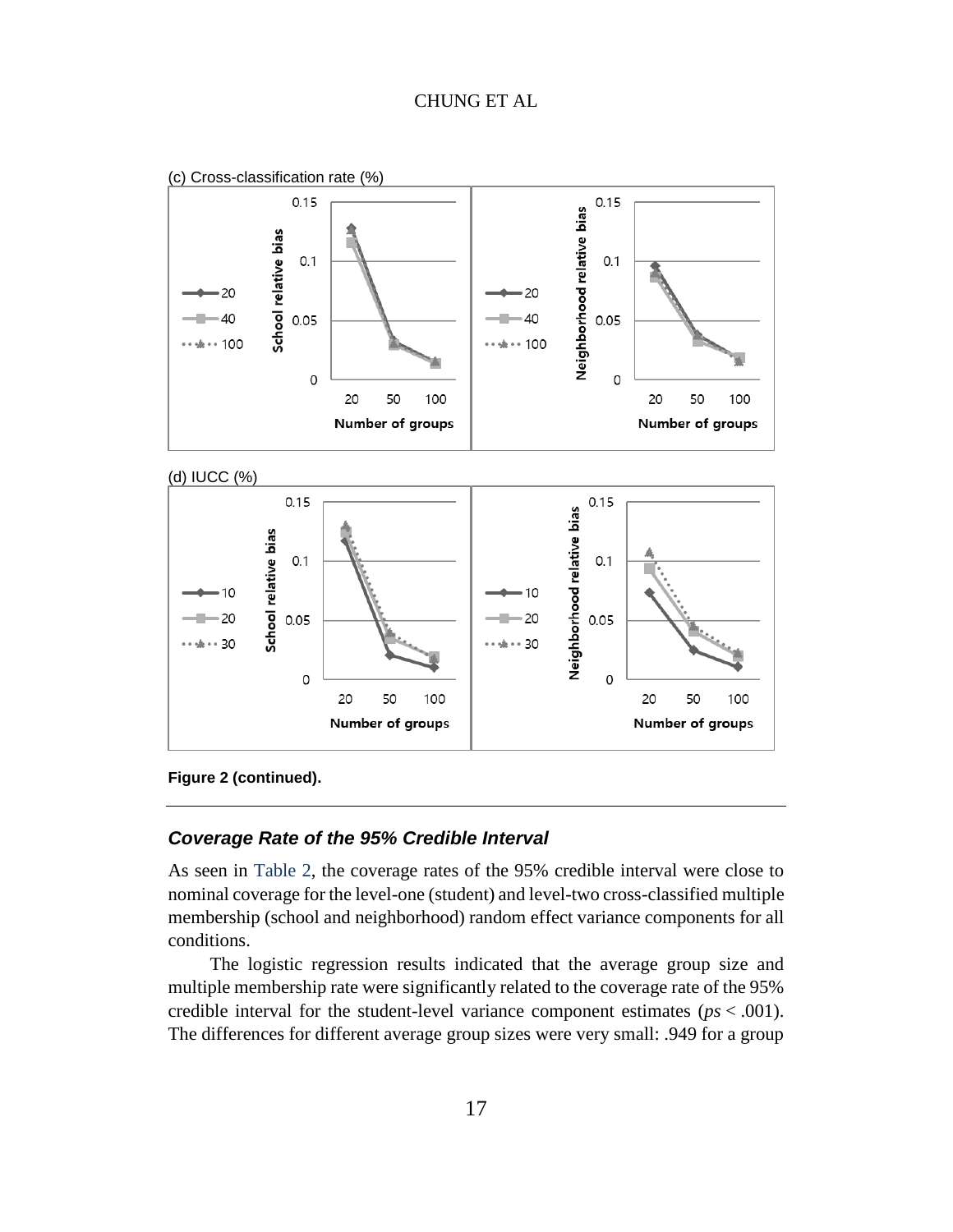(c) Cross-classification rate (%)

(d) IUCC (%)

**Figure 2 (continued).**

### ***Coverage Rate of the 95% Credible Interval***

As seen in Table 2, the coverage rates of the 95% credible interval were close to nominal coverage for the level-one (student) and level-two cross-classified multiple membership (school and neighborhood) random effect variance components for all conditions.

The logistic regression results indicated that the average group size and multiple membership rate were significantly related to the coverage rate of the 95% credible interval for the student-level variance component estimates (*ps* < .001). The differences for different average group sizes were very small: .949 for a group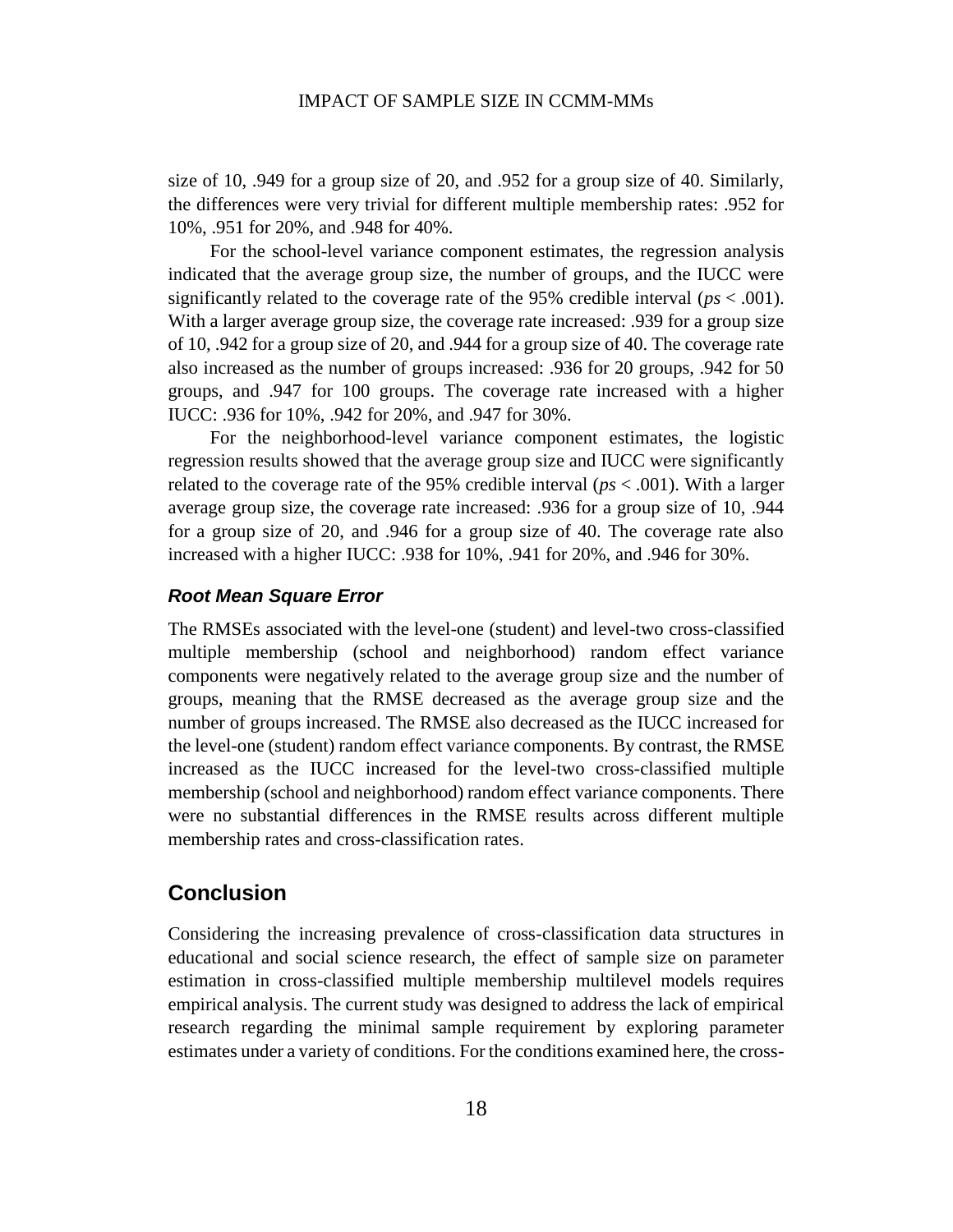size of 10, .949 for a group size of 20, and .952 for a group size of 40. Similarly, the differences were very trivial for different multiple membership rates: .952 for 10%, .951 for 20%, and .948 for 40%.

For the school-level variance component estimates, the regression analysis indicated that the average group size, the number of groups, and the IUCC were significantly related to the coverage rate of the 95% credible interval ($ps < .001$). With a larger average group size, the coverage rate increased: .939 for a group size of 10, .942 for a group size of 20, and .944 for a group size of 40. The coverage rate also increased as the number of groups increased: .936 for 20 groups, .942 for 50 groups, and .947 for 100 groups. The coverage rate increased with a higher IUCC: .936 for 10%, .942 for 20%, and .947 for 30%.

For the neighborhood-level variance component estimates, the logistic regression results showed that the average group size and IUCC were significantly related to the coverage rate of the 95% credible interval ($ps < .001$). With a larger average group size, the coverage rate increased: .936 for a group size of 10, .944 for a group size of 20, and .946 for a group size of 40. The coverage rate also increased with a higher IUCC: .938 for 10%, .941 for 20%, and .946 for 30%.

### *Root Mean Square Error*

The RMSEs associated with the level-one (student) and level-two cross-classified multiple membership (school and neighborhood) random effect variance components were negatively related to the average group size and the number of groups, meaning that the RMSE decreased as the average group size and the number of groups increased. The RMSE also decreased as the IUCC increased for the level-one (student) random effect variance components. By contrast, the RMSE increased as the IUCC increased for the level-two cross-classified multiple membership (school and neighborhood) random effect variance components. There were no substantial differences in the RMSE results across different multiple membership rates and cross-classification rates.

## Conclusion

Considering the increasing prevalence of cross-classification data structures in educational and social science research, the effect of sample size on parameter estimation in cross-classified multiple membership multilevel models requires empirical analysis. The current study was designed to address the lack of empirical research regarding the minimal sample requirement by exploring parameter estimates under a variety of conditions. For the conditions examined here, the cross-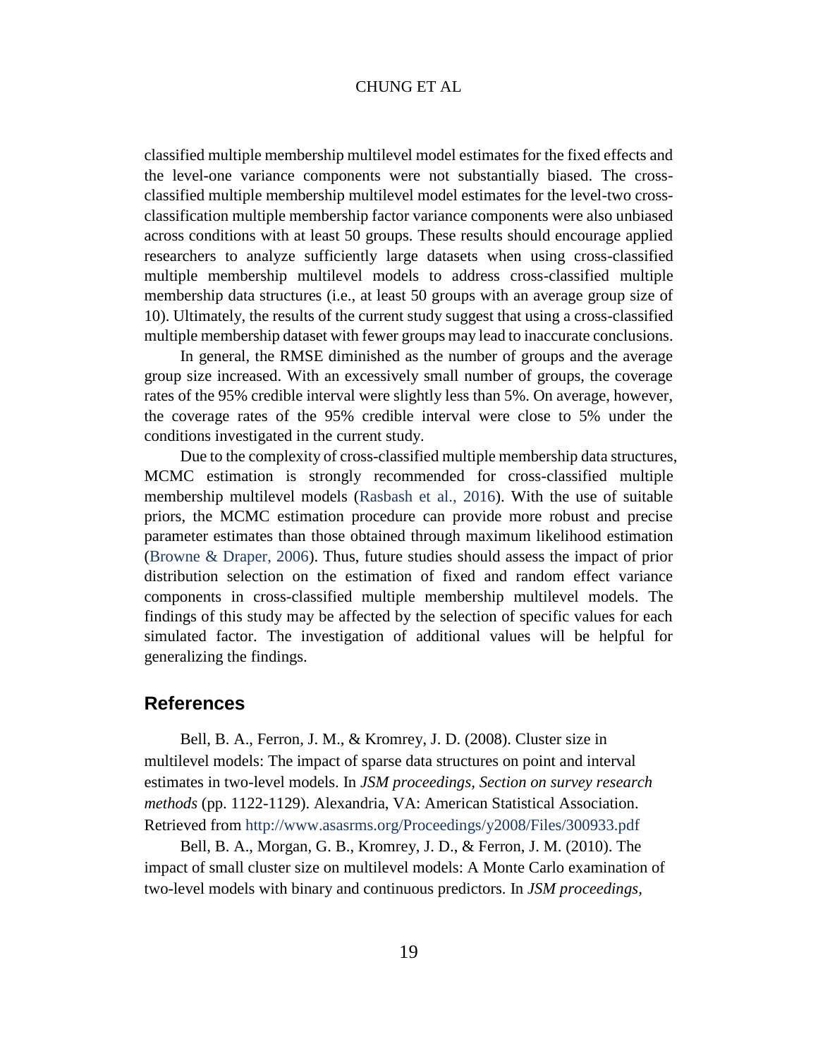classified multiple membership multilevel model estimates for the fixed effects and the level-one variance components were not substantially biased. The cross-classified multiple membership multilevel model estimates for the level-two cross-classification multiple membership factor variance components were also unbiased across conditions with at least 50 groups. These results should encourage applied researchers to analyze sufficiently large datasets when using cross-classified multiple membership multilevel models to address cross-classified multiple membership data structures (i.e., at least 50 groups with an average group size of 10). Ultimately, the results of the current study suggest that using a cross-classified multiple membership dataset with fewer groups may lead to inaccurate conclusions.

In general, the RMSE diminished as the number of groups and the average group size increased. With an excessively small number of groups, the coverage rates of the 95% credible interval were slightly less than 5%. On average, however, the coverage rates of the 95% credible interval were close to 5% under the conditions investigated in the current study.

Due to the complexity of cross-classified multiple membership data structures, MCMC estimation is strongly recommended for cross-classified multiple membership multilevel models (Rasbash et al., 2016). With the use of suitable priors, the MCMC estimation procedure can provide more robust and precise parameter estimates than those obtained through maximum likelihood estimation (Browne & Draper, 2006). Thus, future studies should assess the impact of prior distribution selection on the estimation of fixed and random effect variance components in cross-classified multiple membership multilevel models. The findings of this study may be affected by the selection of specific values for each simulated factor. The investigation of additional values will be helpful for generalizing the findings.

## References

Bell, B. A., Ferron, J. M., & Kromrey, J. D. (2008). Cluster size in multilevel models: The impact of sparse data structures on point and interval estimates in two-level models. In *JSM proceedings, Section on survey research methods* (pp. 1122-1129). Alexandria, VA: American Statistical Association. Retrieved from http://www.asasrms.org/Proceedings/y2008/Files/300933.pdf

Bell, B. A., Morgan, G. B., Kromrey, J. D., & Ferron, J. M. (2010). The impact of small cluster size on multilevel models: A Monte Carlo examination of two-level models with binary and continuous predictors. In *JSM proceedings,*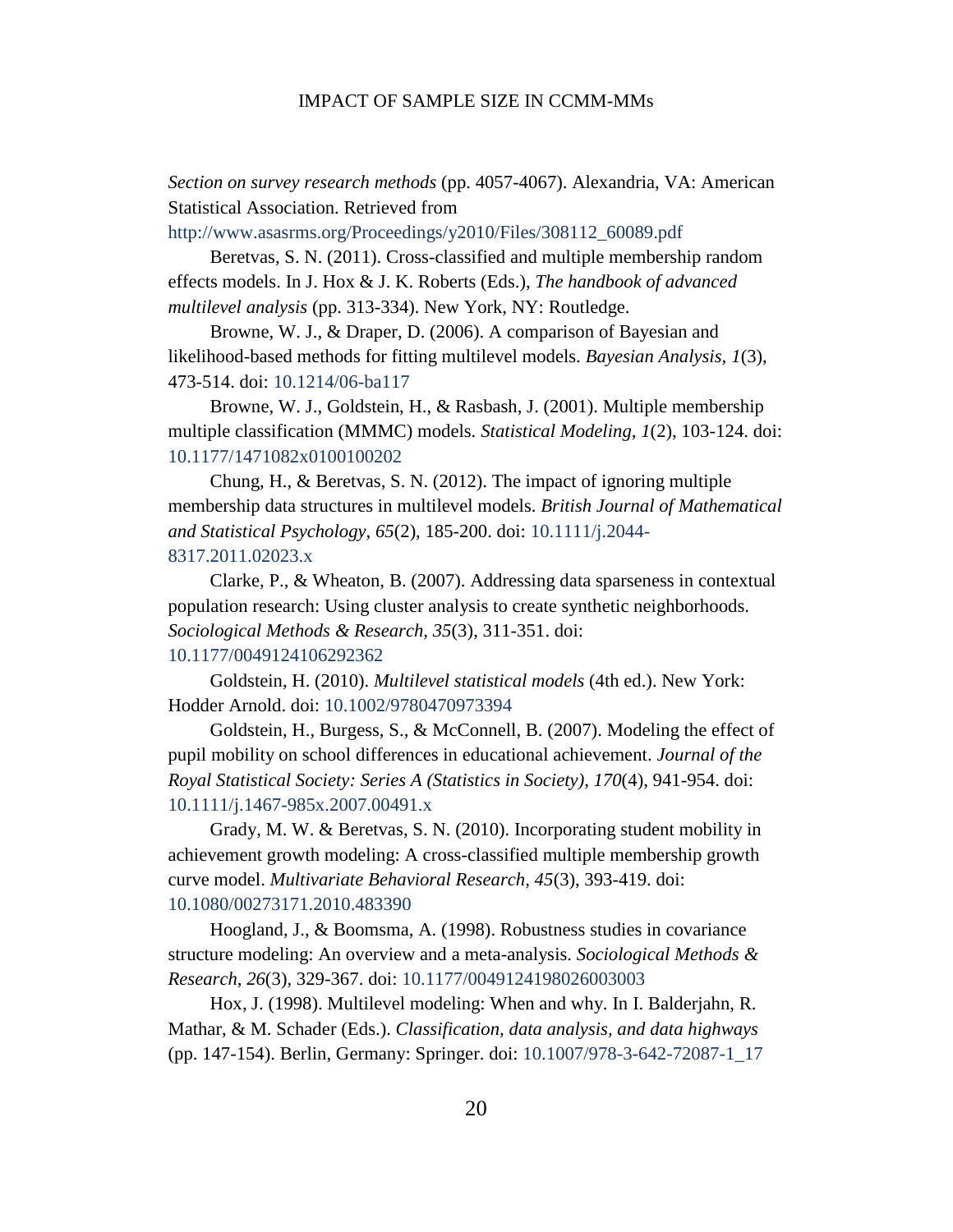*Section on survey research methods* (pp. 4057-4067). Alexandria, VA: American Statistical Association. Retrieved from http://www.asasrms.org/Proceedings/y2010/Files/308112_60089.pdf

Beretvas, S. N. (2011). Cross-classified and multiple membership random effects models. In J. Hox & J. K. Roberts (Eds.), *The handbook of advanced multilevel analysis* (pp. 313-334). New York, NY: Routledge.

Browne, W. J., & Draper, D. (2006). A comparison of Bayesian and likelihood-based methods for fitting multilevel models. *Bayesian Analysis, 1*(3), 473-514. doi: 10.1214/06-ba117

Browne, W. J., Goldstein, H., & Rasbash, J. (2001). Multiple membership multiple classification (MMMC) models. *Statistical Modeling, 1*(2), 103-124. doi: 10.1177/1471082x0100100202

Chung, H., & Beretvas, S. N. (2012). The impact of ignoring multiple membership data structures in multilevel models. *British Journal of Mathematical and Statistical Psychology, 65*(2), 185-200. doi: 10.1111/j.2044-8317.2011.02023.x

Clarke, P., & Wheaton, B. (2007). Addressing data sparseness in contextual population research: Using cluster analysis to create synthetic neighborhoods. *Sociological Methods & Research, 35*(3), 311-351. doi: 10.1177/0049124106292362

Goldstein, H. (2010). *Multilevel statistical models* (4th ed.). New York: Hodder Arnold. doi: 10.1002/9780470973394

Goldstein, H., Burgess, S., & McConnell, B. (2007). Modeling the effect of pupil mobility on school differences in educational achievement. *Journal of the Royal Statistical Society: Series A (Statistics in Society), 170*(4), 941-954. doi: 10.1111/j.1467-985x.2007.00491.x

Grady, M. W. & Beretvas, S. N. (2010). Incorporating student mobility in achievement growth modeling: A cross-classified multiple membership growth curve model. *Multivariate Behavioral Research, 45*(3), 393-419. doi: 10.1080/00273171.2010.483390

Hoogland, J., & Boomsma, A. (1998). Robustness studies in covariance structure modeling: An overview and a meta-analysis. *Sociological Methods & Research, 26*(3), 329-367. doi: 10.1177/0049124198026003003

Hox, J. (1998). Multilevel modeling: When and why. In I. Balderjahn, R. Mathar, & M. Schader (Eds.). *Classification, data analysis, and data highways* (pp. 147-154). Berlin, Germany: Springer. doi: 10.1007/978-3-642-72087-1_17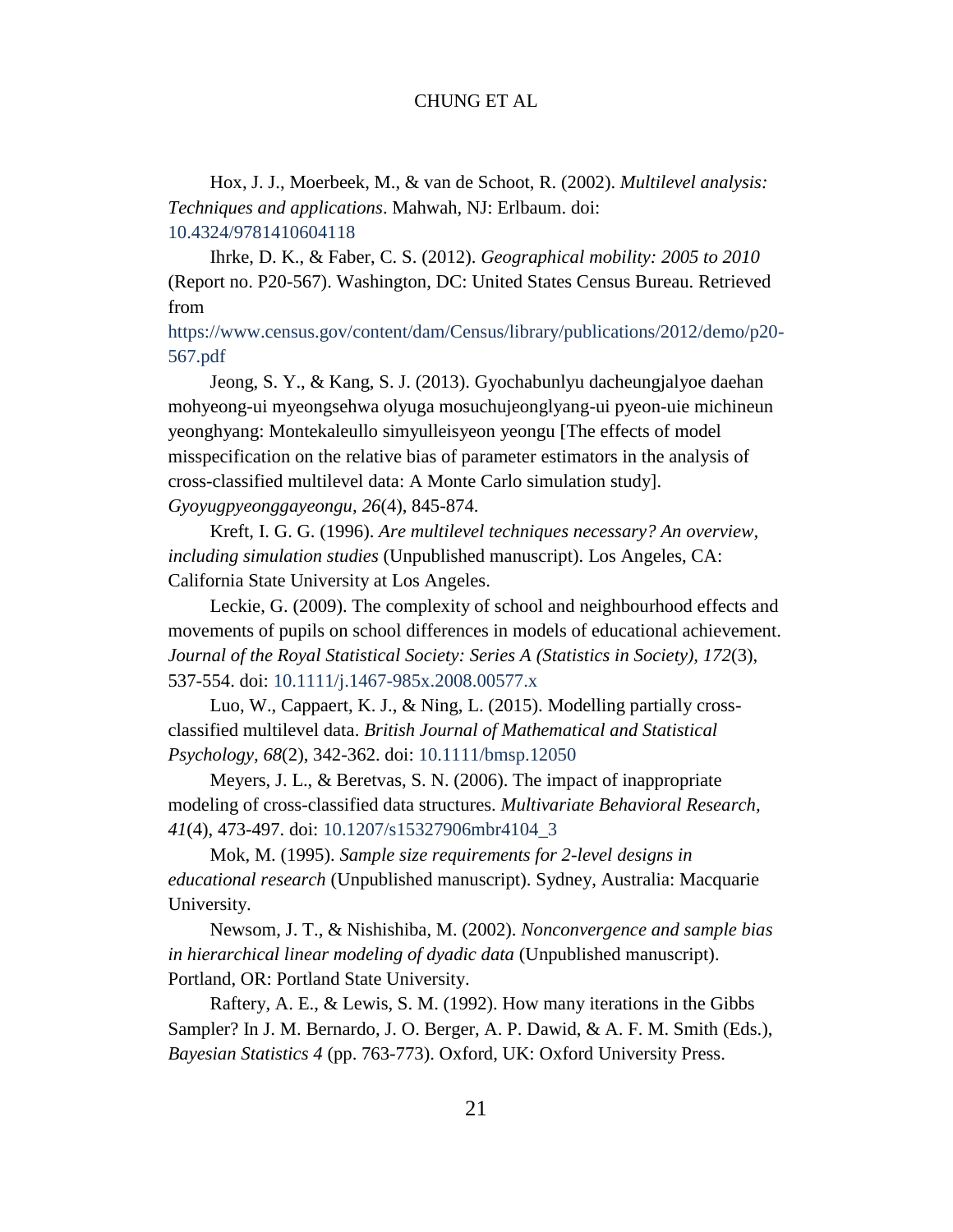Hox, J. J., Moerbeek, M., & van de Schoot, R. (2002). *Multilevel analysis: Techniques and applications*. Mahwah, NJ: Erlbaum. doi: 10.4324/9781410604118

Ihrke, D. K., & Faber, C. S. (2012). *Geographical mobility: 2005 to 2010* (Report no. P20-567). Washington, DC: United States Census Bureau. Retrieved from https://www.census.gov/content/dam/Census/library/publications/2012/demo/p20-567.pdf

Jeong, S. Y., & Kang, S. J. (2013). Gyochabunlyu dacheungjalyoe daehan mohyeong-ui myeongsehwa olyuga mosuchujeonglyang-ui pyeon-uie michineun yeonghyang: Montekaleullo simyulleisyeon yeongu [The effects of model misspecification on the relative bias of parameter estimators in the analysis of cross-classified multilevel data: A Monte Carlo simulation study]. *Gyoyugpyeonggayeongu, 26*(4), 845-874.

Kreft, I. G. G. (1996). *Are multilevel techniques necessary? An overview, including simulation studies* (Unpublished manuscript). Los Angeles, CA: California State University at Los Angeles.

Leckie, G. (2009). The complexity of school and neighbourhood effects and movements of pupils on school differences in models of educational achievement. *Journal of the Royal Statistical Society: Series A (Statistics in Society), 172*(3), 537-554. doi: 10.1111/j.1467-985x.2008.00577.x

Luo, W., Cappaert, K. J., & Ning, L. (2015). Modelling partially cross-classified multilevel data. *British Journal of Mathematical and Statistical Psychology, 68*(2), 342-362. doi: 10.1111/bmsp.12050

Meyers, J. L., & Beretvas, S. N. (2006). The impact of inappropriate modeling of cross-classified data structures. *Multivariate Behavioral Research, 41*(4), 473-497. doi: 10.1207/s15327906mbr4104_3

Mok, M. (1995). *Sample size requirements for 2-level designs in educational research* (Unpublished manuscript). Sydney, Australia: Macquarie University.

Newsom, J. T., & Nishishiba, M. (2002). *Nonconvergence and sample bias in hierarchical linear modeling of dyadic data* (Unpublished manuscript). Portland, OR: Portland State University.

Raftery, A. E., & Lewis, S. M. (1992). How many iterations in the Gibbs Sampler? In J. M. Bernardo, J. O. Berger, A. P. Dawid, & A. F. M. Smith (Eds.), *Bayesian Statistics 4* (pp. 763-773). Oxford, UK: Oxford University Press.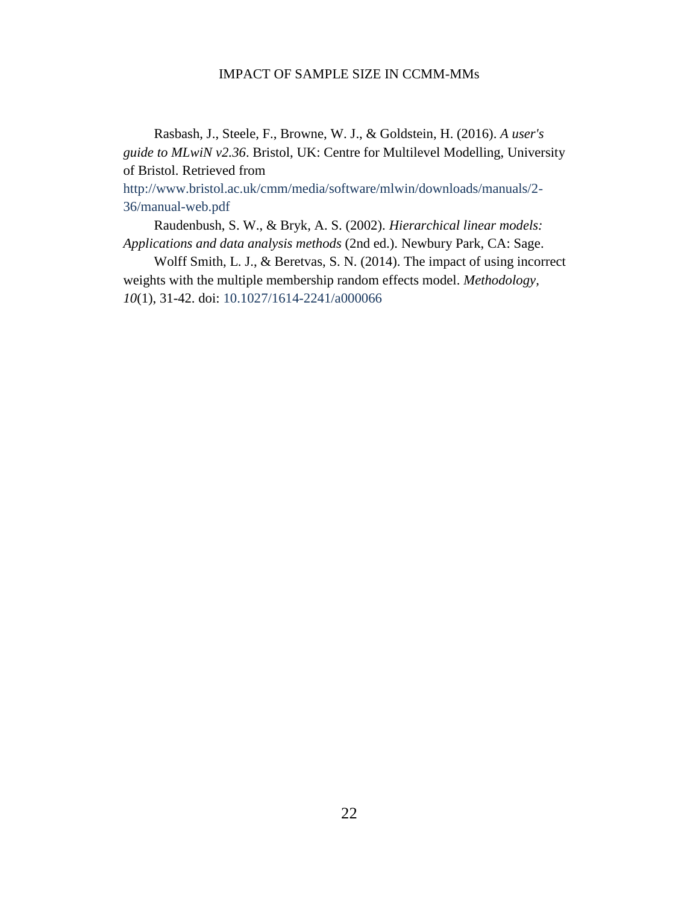Rasbash, J., Steele, F., Browne, W. J., & Goldstein, H. (2016). *A user's guide to MLwiN v2.36*. Bristol, UK: Centre for Multilevel Modelling, University of Bristol. Retrieved from http://www.bristol.ac.uk/cmm/media/software/mlwin/downloads/manuals/2-36/manual-web.pdf

Raudenbush, S. W., & Bryk, A. S. (2002). *Hierarchical linear models: Applications and data analysis methods* (2nd ed.). Newbury Park, CA: Sage.

Wolff Smith, L. J., & Beretvas, S. N. (2014). The impact of using incorrect weights with the multiple membership random effects model. *Methodology, 10*(1), 31-42. doi: 10.1027/1614-2241/a000066